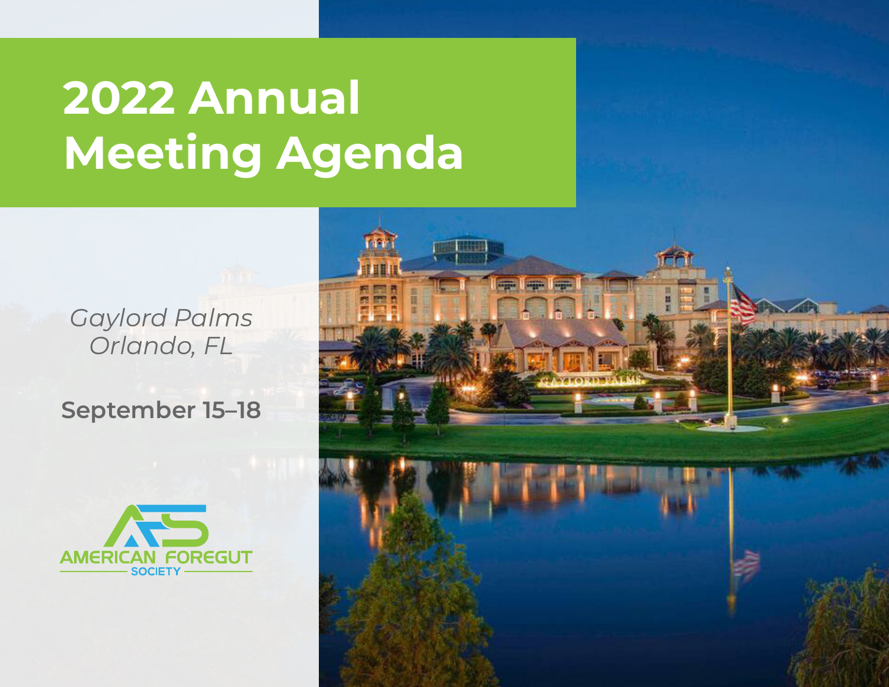# 2022 Annual Meeting Agenda

*Gaylord Palms*
*Orlando, FL*

**September 15–18**

AMERICAN FOREGUT SOCIETY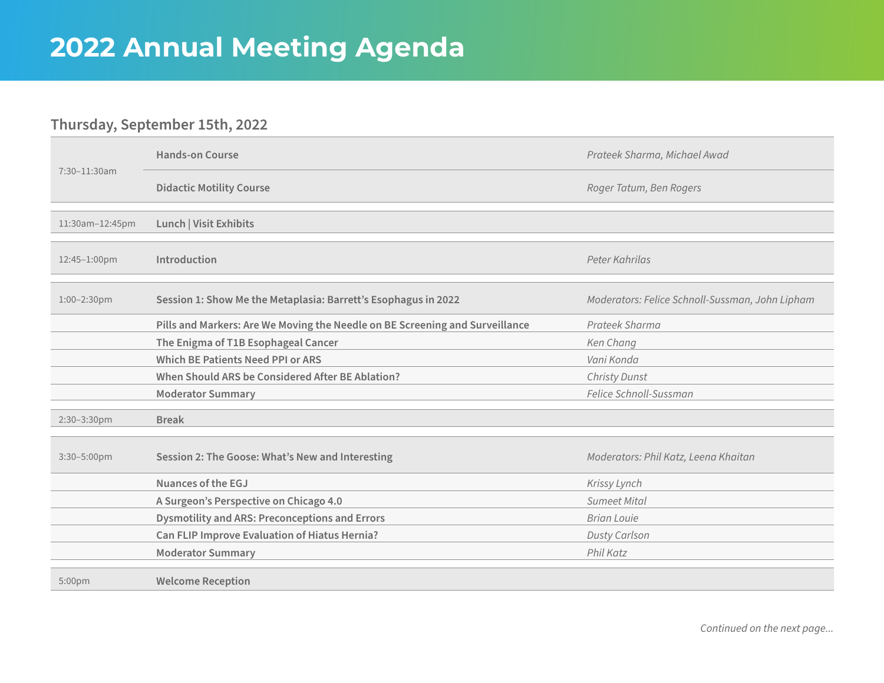# 2022 Annual Meeting Agenda

## Thursday, September 15th, 2022

| Time | Session | Speaker |
| --- | --- | --- |
| 7:30–11:30am | **Hands-on Course** | *Prateek Sharma, Michael Awad* |
| | **Didactic Motility Course** | *Roger Tatum, Ben Rogers* |
| 11:30am–12:45pm | **Lunch \| Visit Exhibits** | |
| 12:45–1:00pm | **Introduction** | *Peter Kahrilas* |
| 1:00–2:30pm | **Session 1: Show Me the Metaplasia: Barrett's Esophagus in 2022** | *Moderators: Felice Schnoll-Sussman, John Lipham* |
| | **Pills and Markers: Are We Moving the Needle on BE Screening and Surveillance** | *Prateek Sharma* |
| | **The Enigma of T1B Esophageal Cancer** | *Ken Chang* |
| | **Which BE Patients Need PPI or ARS** | *Vani Konda* |
| | **When Should ARS be Considered After BE Ablation?** | *Christy Dunst* |
| | **Moderator Summary** | *Felice Schnoll-Sussman* |
| 2:30–3:30pm | **Break** | |
| 3:30–5:00pm | **Session 2: The Goose: What's New and Interesting** | *Moderators: Phil Katz, Leena Khaitan* |
| | **Nuances of the EGJ** | *Krissy Lynch* |
| | **A Surgeon's Perspective on Chicago 4.0** | *Sumeet Mital* |
| | **Dysmotility and ARS: Preconceptions and Errors** | *Brian Louie* |
| | **Can FLIP Improve Evaluation of Hiatus Hernia?** | *Dusty Carlson* |
| | **Moderator Summary** | *Phil Katz* |
| 5:00pm | **Welcome Reception** | |

*Continued on the next page...*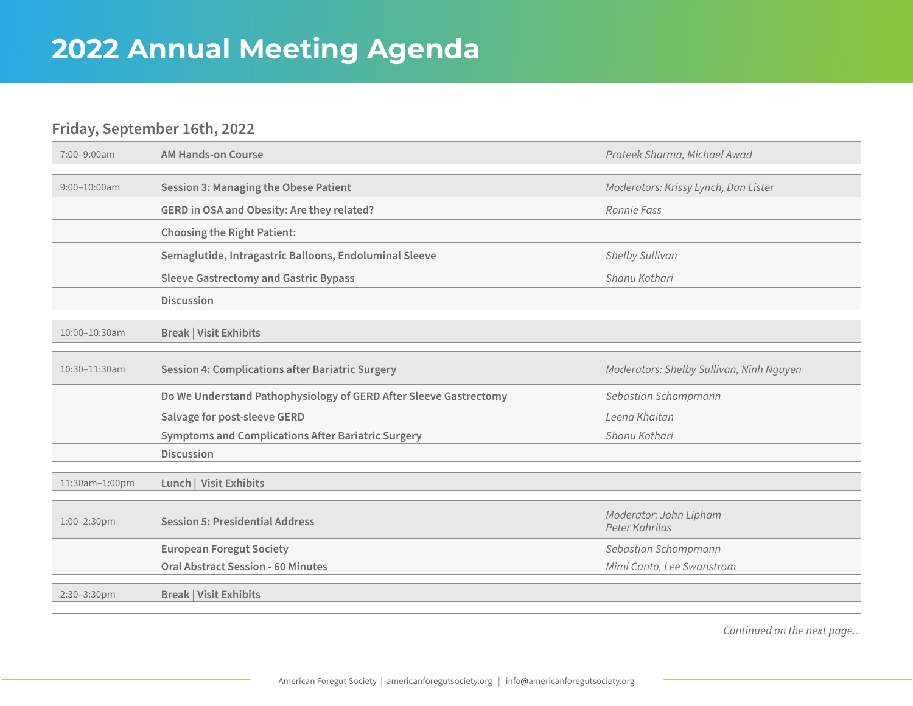# 2022 Annual Meeting Agenda

## Friday, September 16th, 2022

| Time | Session | Speaker(s) |
|---|---|---|
| 7:00–9:00am | **AM Hands-on Course** | *Prateek Sharma, Michael Awad* |
| 9:00–10:00am | **Session 3: Managing the Obese Patient** | *Moderators: Krissy Lynch, Dan Lister* |
| | **GERD in OSA and Obesity: Are they related?** | *Ronnie Fass* |
| | **Choosing the Right Patient:** | |
| | **Semaglutide, Intragastric Balloons, Endoluminal Sleeve** | *Shelby Sullivan* |
| | **Sleeve Gastrectomy and Gastric Bypass** | *Shanu Kothari* |
| | **Discussion** | |
| 10:00–10:30am | **Break \| Visit Exhibits** | |
| 10:30–11:30am | **Session 4: Complications after Bariatric Surgery** | *Moderators: Shelby Sullivan, Ninh Nguyen* |
| | **Do We Understand Pathophysiology of GERD After Sleeve Gastrectomy** | *Sebastian Schompmann* |
| | **Salvage for post-sleeve GERD** | *Leena Khaitan* |
| | **Symptoms and Complications After Bariatric Surgery** | *Shanu Kothari* |
| | **Discussion** | |
| 11:30am–1:00pm | **Lunch \| Visit Exhibits** | |
| 1:00–2:30pm | **Session 5: Presidential Address** | *Moderator: John Lipham*<br>*Peter Kahrilas* |
| | **European Foregut Society** | *Sebastian Schompmann* |
| | **Oral Abstract Session - 60 Minutes** | *Mimi Canto, Lee Swanstrom* |
| 2:30–3:30pm | **Break \| Visit Exhibits** | |

*Continued on the next page...*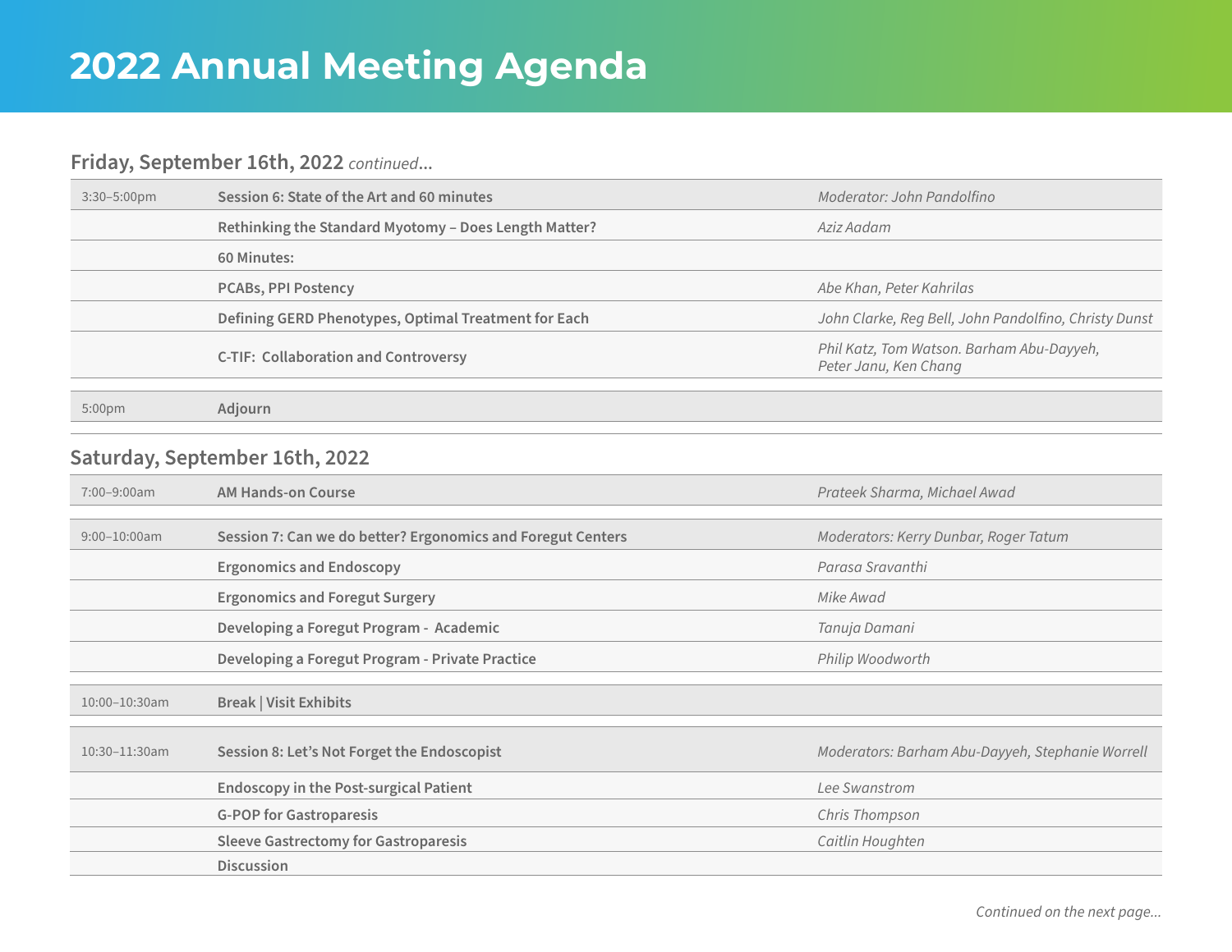# 2022 Annual Meeting Agenda

## Friday, September 16th, 2022 *continued...*

| | | |
|---|---|---|
| 3:30–5:00pm | **Session 6: State of the Art and 60 minutes** | *Moderator: John Pandolfino* |
| | **Rethinking the Standard Myotomy – Does Length Matter?** | *Aziz Aadam* |
| | **60 Minutes:** | |
| | **PCABs, PPI Postency** | *Abe Khan, Peter Kahrilas* |
| | **Defining GERD Phenotypes, Optimal Treatment for Each** | *John Clarke, Reg Bell, John Pandolfino, Christy Dunst* |
| | **C-TIF: Collaboration and Controversy** | *Phil Katz, Tom Watson. Barham Abu-Dayyeh, Peter Janu, Ken Chang* |
| 5:00pm | **Adjourn** | |

## Saturday, September 16th, 2022

| | | |
|---|---|---|
| 7:00–9:00am | **AM Hands-on Course** | *Prateek Sharma, Michael Awad* |
| 9:00–10:00am | **Session 7: Can we do better? Ergonomics and Foregut Centers** | *Moderators: Kerry Dunbar, Roger Tatum* |
| | **Ergonomics and Endoscopy** | *Parasa Sravanthi* |
| | **Ergonomics and Foregut Surgery** | *Mike Awad* |
| | **Developing a Foregut Program - Academic** | *Tanuja Damani* |
| | **Developing a Foregut Program - Private Practice** | *Philip Woodworth* |
| 10:00–10:30am | **Break \| Visit Exhibits** | |
| 10:30–11:30am | **Session 8: Let's Not Forget the Endoscopist** | *Moderators: Barham Abu-Dayyeh, Stephanie Worrell* |
| | **Endoscopy in the Post-surgical Patient** | *Lee Swanstrom* |
| | **G-POP for Gastroparesis** | *Chris Thompson* |
| | **Sleeve Gastrectomy for Gastroparesis** | *Caitlin Houghten* |
| | **Discussion** | |

*Continued on the next page...*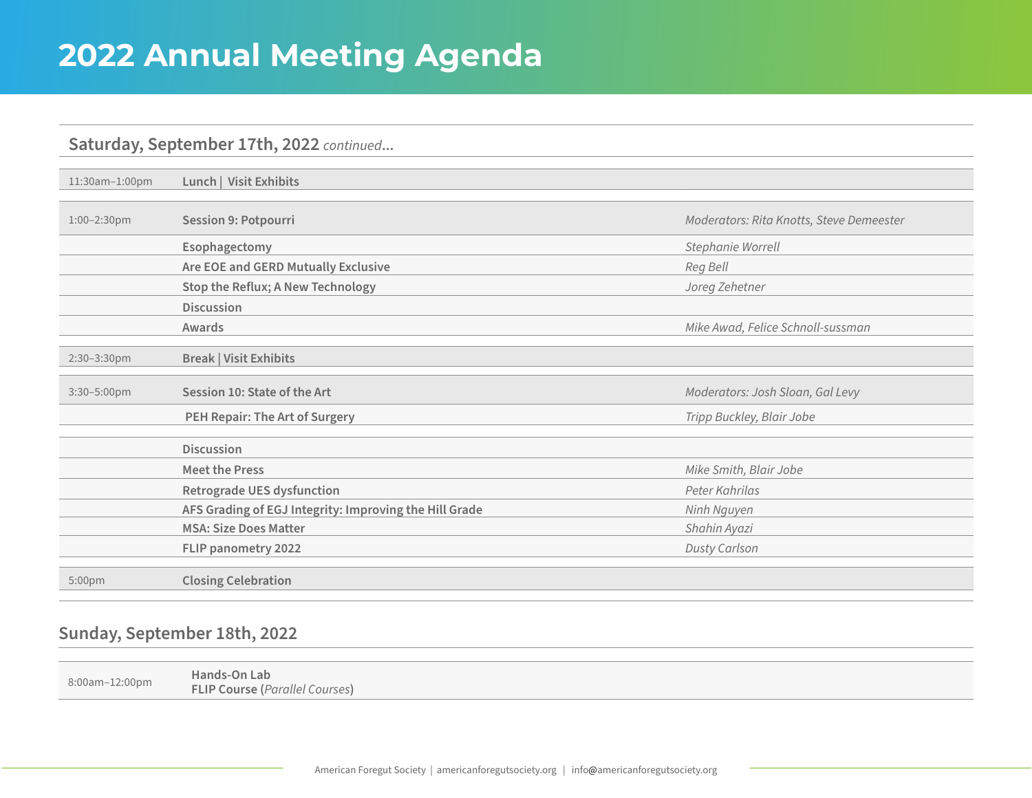# 2022 Annual Meeting Agenda

## Saturday, September 17th, 2022 *continued...*

| | | |
|---|---|---|
| 11:30am–1:00pm | **Lunch \| Visit Exhibits** | |
| 1:00–2:30pm | **Session 9: Potpourri** | *Moderators: Rita Knotts, Steve Demeester* |
| | **Esophagectomy** | *Stephanie Worrell* |
| | **Are EOE and GERD Mutually Exclusive** | *Reg Bell* |
| | **Stop the Reflux; A New Technology** | *Joreg Zehetner* |
| | **Discussion** | |
| | **Awards** | *Mike Awad, Felice Schnoll-sussman* |
| 2:30–3:30pm | **Break \| Visit Exhibits** | |
| 3:30–5:00pm | **Session 10: State of the Art** | *Moderators: Josh Sloan, Gal Levy* |
| | **PEH Repair: The Art of Surgery** | *Tripp Buckley, Blair Jobe* |
| | **Discussion** | |
| | **Meet the Press** | *Mike Smith, Blair Jobe* |
| | **Retrograde UES dysfunction** | *Peter Kahrilas* |
| | **AFS Grading of EGJ Integrity: Improving the Hill Grade** | *Ninh Nguyen* |
| | **MSA: Size Does Matter** | *Shahin Ayazi* |
| | **FLIP panometry 2022** | *Dusty Carlson* |
| 5:00pm | **Closing Celebration** | |

## Sunday, September 18th, 2022

| | |
|---|---|
| 8:00am–12:00pm | **Hands-On Lab**<br>**FLIP Course** (*Parallel Courses*) |

American Foregut Society | americanforegutsociety.org | info@americanforegutsociety.org